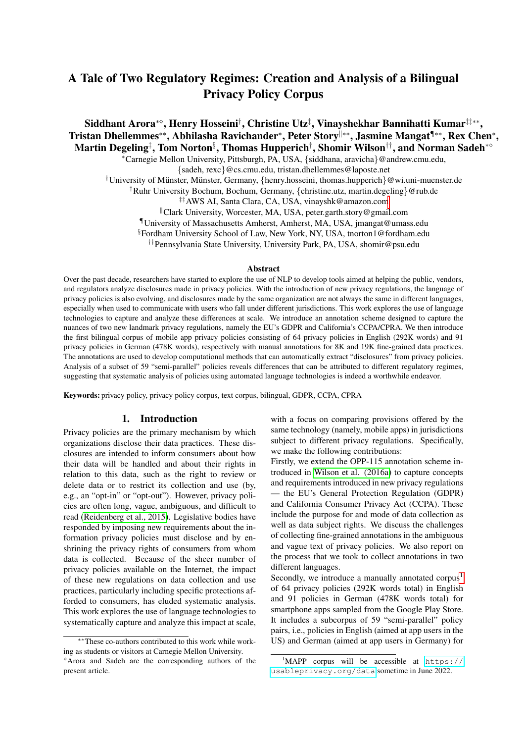# A Tale of Two Regulatory Regimes: Creation and Analysis of a Bilingual Privacy Policy Corpus

**Siddhant Arora*◇, Henry Hosseini†, Christine Utz‡, Vinayshekhar Bannihatti Kumar‡‡**, Tristan Dhellemmes**, Abhilasha Ravichander*, Peter Story‖**, Jasmine Mangat¶**, Rex Chen*, Martin Degeling‡, Tom Norton§, Thomas Hupperich†, Shomir Wilson††, and Norman Sadeh*◇**

*Carnegie Mellon University, Pittsburgh, PA, USA, {siddhana, aravicha}@andrew.cmu.edu, {sadeh, rexc}@cs.cmu.edu, tristan.dhellemmes@laposte.net

†University of Münster, Münster, Germany, {henry.hosseini, thomas.hupperich}@wi.uni-muenster.de

‡Ruhr University Bochum, Bochum, Germany, {christine.utz, martin.degeling}@rub.de

‡‡AWS AI, Santa Clara, CA, USA, vinayshk@amazon.com

‖Clark University, Worcester, MA, USA, peter.garth.story@gmail.com

¶University of Massachusetts Amherst, Amherst, MA, USA, jmangat@umass.edu

§Fordham University School of Law, New York, NY, USA, tnorton1@fordham.edu

††Pennsylvania State University, University Park, PA, USA, shomir@psu.edu

## Abstract

Over the past decade, researchers have started to explore the use of NLP to develop tools aimed at helping the public, vendors, and regulators analyze disclosures made in privacy policies. With the introduction of new privacy regulations, the language of privacy policies is also evolving, and disclosures made by the same organization are not always the same in different languages, especially when used to communicate with users who fall under different jurisdictions. This work explores the use of language technologies to capture and analyze these differences at scale. We introduce an annotation scheme designed to capture the nuances of two new landmark privacy regulations, namely the EU's GDPR and California's CCPA/CPRA. We then introduce the first bilingual corpus of mobile app privacy policies consisting of 64 privacy policies in English (292K words) and 91 privacy policies in German (478K words), respectively with manual annotations for 8K and 19K fine-grained data practices. The annotations are used to develop computational methods that can automatically extract "disclosures" from privacy policies. Analysis of a subset of 59 "semi-parallel" policies reveals differences that can be attributed to different regulatory regimes, suggesting that systematic analysis of policies using automated language technologies is indeed a worthwhile endeavor.

**Keywords:** privacy policy, privacy policy corpus, text corpus, bilingual, GDPR, CCPA, CPRA

## 1. Introduction

Privacy policies are the primary mechanism by which organizations disclose their data practices. These disclosures are intended to inform consumers about how their data will be handled and about their rights in relation to this data, such as the right to review or delete data or to restrict its collection and use (by, e.g., an "opt-in" or "opt-out"). However, privacy policies are often long, vague, ambiguous, and difficult to read (Reidenberg et al., 2015). Legislative bodies have responded by imposing new requirements about the information privacy policies must disclose and by enshrining the privacy rights of consumers from whom data is collected. Because of the sheer number of privacy policies available on the Internet, the impact of these new regulations on data collection and use practices, particularly including specific protections afforded to consumers, has eluded systematic analysis. This work explores the use of language technologies to systematically capture and analyze this impact at scale, with a focus on comparing provisions offered by the same technology (namely, mobile apps) in jurisdictions subject to different privacy regulations. Specifically, we make the following contributions:

Firstly, we extend the OPP-115 annotation scheme introduced in Wilson et al. (2016a) to capture concepts and requirements introduced in new privacy regulations — the EU's General Protection Regulation (GDPR) and California Consumer Privacy Act (CCPA). These include the purpose for and mode of data collection as well as data subject rights. We discuss the challenges of collecting fine-grained annotations in the ambiguous and vague text of privacy policies. We also report on the process that we took to collect annotations in two different languages.

Secondly, we introduce a manually annotated corpus[1] of 64 privacy policies (292K words total) in English and 91 policies in German (478K words total) for smartphone apps sampled from the Google Play Store. It includes a subcorpus of 59 "semi-parallel" policy pairs, i.e., policies in English (aimed at app users in the US) and German (aimed at app users in Germany) for

---

**These co-authors contributed to this work while working as students or visitors at Carnegie Mellon University.

◇Arora and Sadeh are the corresponding authors of the present article.

[1]MAPP corpus will be accessible at https://usableprivacy.org/data sometime in June 2022.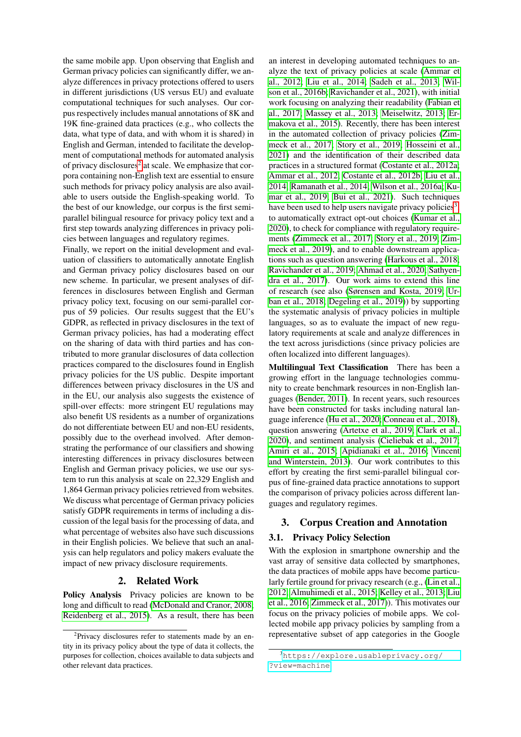the same mobile app. Upon observing that English and German privacy policies can significantly differ, we analyze differences in privacy protections offered to users in different jurisdictions (US versus EU) and evaluate computational techniques for such analyses. Our corpus respectively includes manual annotations of 8K and 19K fine-grained data practices (e.g., who collects the data, what type of data, and with whom it is shared) in English and German, intended to facilitate the development of computational methods for automated analysis of privacy disclosures[2] at scale. We emphasize that corpora containing non-English text are essential to ensure such methods for privacy policy analysis are also available to users outside the English-speaking world. To the best of our knowledge, our corpus is the first semi-parallel bilingual resource for privacy policy text and a first step towards analyzing differences in privacy policies between languages and regulatory regimes.

Finally, we report on the initial development and evaluation of classifiers to automatically annotate English and German privacy policy disclosures based on our new scheme. In particular, we present analyses of differences in disclosures between English and German privacy policy text, focusing on our semi-parallel corpus of 59 policies. Our results suggest that the EU's GDPR, as reflected in privacy disclosures in the text of German privacy policies, has had a moderating effect on the sharing of data with third parties and has contributed to more granular disclosures of data collection practices compared to the disclosures found in English privacy policies for the US public. Despite important differences between privacy disclosures in the US and in the EU, our analysis also suggests the existence of spill-over effects: more stringent EU regulations may also benefit US residents as a number of organizations do not differentiate between EU and non-EU residents, possibly due to the overhead involved. After demonstrating the performance of our classifiers and showing interesting differences in privacy disclosures between English and German privacy policies, we use our system to run this analysis at scale on 22,329 English and 1,864 German privacy policies retrieved from websites. We discuss what percentage of German privacy policies satisfy GDPR requirements in terms of including a discussion of the legal basis for the processing of data, and what percentage of websites also have such discussions in their English policies. We believe that such an analysis can help regulators and policy makers evaluate the impact of new privacy disclosure requirements.

## 2. Related Work

**Policy Analysis** Privacy policies are known to be long and difficult to read (McDonald and Cranor, 2008; Reidenberg et al., 2015). As a result, there has been an interest in developing automated techniques to analyze the text of privacy policies at scale (Ammar et al., 2012; Liu et al., 2014; Sadeh et al., 2013; Wilson et al., 2016b; Ravichander et al., 2021), with initial work focusing on analyzing their readability (Fabian et al., 2017; Massey et al., 2013; Meiselwitz, 2013; Ermakova et al., 2015). Recently, there has been interest in the automated collection of privacy policies (Zimmeck et al., 2017; Story et al., 2019; Hosseini et al., 2021) and the identification of their described data practices in a structured format (Costante et al., 2012a; Ammar et al., 2012; Costante et al., 2012b; Liu et al., 2014; Ramanath et al., 2014; Wilson et al., 2016a; Kumar et al., 2019; Bui et al., 2021). Such techniques have been used to help users navigate privacy policies[3], to automatically extract opt-out choices (Kumar et al., 2020), to check for compliance with regulatory requirements (Zimmeck et al., 2017; Story et al., 2019; Zimmeck et al., 2019), and to enable downstream applications such as question answering (Harkous et al., 2018; Ravichander et al., 2019; Ahmad et al., 2020; Sathyendra et al., 2017). Our work aims to extend this line of research (see also (Sørensen and Kosta, 2019; Urban et al., 2018; Degeling et al., 2019)) by supporting the systematic analysis of privacy policies in multiple languages, so as to evaluate the impact of new regulatory requirements at scale and analyze differences in the text across jurisdictions (since privacy policies are often localized into different languages).

**Multilingual Text Classification** There has been a growing effort in the language technologies community to create benchmark resources in non-English languages (Bender, 2011). In recent years, such resources have been constructed for tasks including natural language inference (Hu et al., 2020; Conneau et al., 2018), question answering (Artetxe et al., 2019; Clark et al., 2020), and sentiment analysis (Cieliebak et al., 2017; Amiri et al., 2015; Apidianaki et al., 2016; Vincent and Winterstein, 2013). Our work contributes to this effort by creating the first semi-parallel bilingual corpus of fine-grained data practice annotations to support the comparison of privacy policies across different languages and regulatory regimes.

## 3. Corpus Creation and Annotation

### 3.1. Privacy Policy Selection

With the explosion in smartphone ownership and the vast array of sensitive data collected by smartphones, the data practices of mobile apps have become particularly fertile ground for privacy research (e.g., (Lin et al., 2012; Almuhimedi et al., 2015; Kelley et al., 2013; Liu et al., 2016; Zimmeck et al., 2017)). This motivates our focus on the privacy policies of mobile apps. We collected mobile app privacy policies by sampling from a representative subset of app categories in the Google

---

[2] Privacy disclosures refer to statements made by an entity in its privacy policy about the type of data it collects, the purposes for collection, choices available to data subjects and other relevant data practices.

[3] https://explore.usableprivacy.org/?view=machine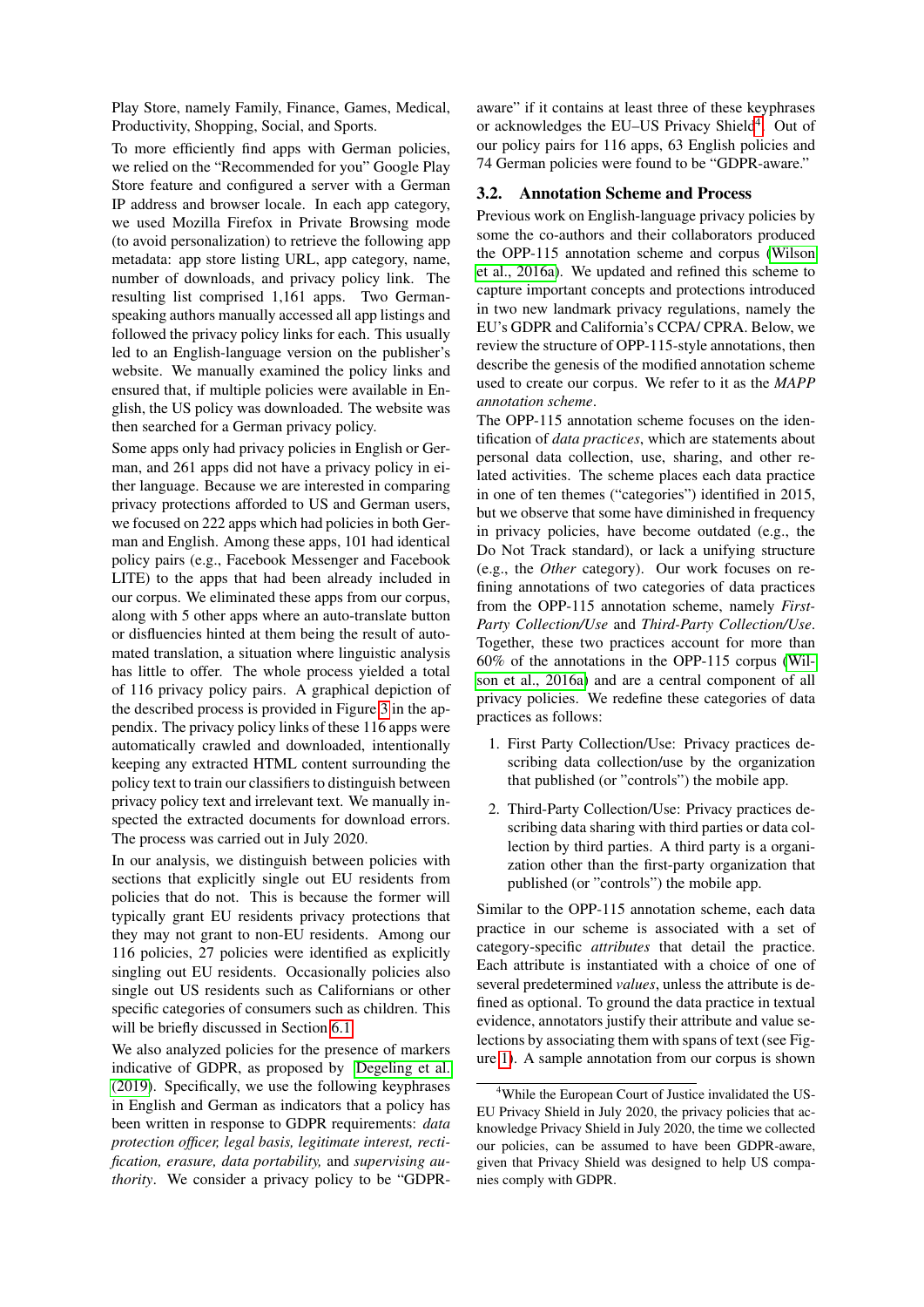Play Store, namely Family, Finance, Games, Medical, Productivity, Shopping, Social, and Sports.

To more efficiently find apps with German policies, we relied on the "Recommended for you" Google Play Store feature and configured a server with a German IP address and browser locale. In each app category, we used Mozilla Firefox in Private Browsing mode (to avoid personalization) to retrieve the following app metadata: app store listing URL, app category, name, number of downloads, and privacy policy link. The resulting list comprised 1,161 apps. Two German-speaking authors manually accessed all app listings and followed the privacy policy links for each. This usually led to an English-language version on the publisher's website. We manually examined the policy links and ensured that, if multiple policies were available in English, the US policy was downloaded. The website was then searched for a German privacy policy.

Some apps only had privacy policies in English or German, and 261 apps did not have a privacy policy in either language. Because we are interested in comparing privacy protections afforded to US and German users, we focused on 222 apps which had policies in both German and English. Among these apps, 101 had identical policy pairs (e.g., Facebook Messenger and Facebook LITE) to the apps that had been already included in our corpus. We eliminated these apps from our corpus, along with 5 other apps where an auto-translate button or disfluencies hinted at them being the result of automated translation, a situation where linguistic analysis has little to offer. The whole process yielded a total of 116 privacy policy pairs. A graphical depiction of the described process is provided in Figure 3 in the appendix. The privacy policy links of these 116 apps were automatically crawled and downloaded, intentionally keeping any extracted HTML content surrounding the policy text to train our classifiers to distinguish between privacy policy text and irrelevant text. We manually inspected the extracted documents for download errors. The process was carried out in July 2020.

In our analysis, we distinguish between policies with sections that explicitly single out EU residents from policies that do not. This is because the former will typically grant EU residents privacy protections that they may not grant to non-EU residents. Among our 116 policies, 27 policies were identified as explicitly singling out EU residents. Occasionally policies also single out US residents such as Californians or other specific categories of consumers such as children. This will be briefly discussed in Section 6.1.

We also analyzed policies for the presence of markers indicative of GDPR, as proposed by Degeling et al. (2019). Specifically, we use the following keyphrases in English and German as indicators that a policy has been written in response to GDPR requirements: *data protection officer, legal basis, legitimate interest, rectification, erasure, data portability,* and *supervising authority*. We consider a privacy policy to be "GDPR-aware" if it contains at least three of these keyphrases or acknowledges the EU–US Privacy Shield[4]. Out of our policy pairs for 116 apps, 63 English policies and 74 German policies were found to be "GDPR-aware."

### 3.2. Annotation Scheme and Process

Previous work on English-language privacy policies by some the co-authors and their collaborators produced the OPP-115 annotation scheme and corpus (Wilson et al., 2016a). We updated and refined this scheme to capture important concepts and protections introduced in two new landmark privacy regulations, namely the EU's GDPR and California's CCPA/ CPRA. Below, we review the structure of OPP-115-style annotations, then describe the genesis of the modified annotation scheme used to create our corpus. We refer to it as the *MAPP annotation scheme*.

The OPP-115 annotation scheme focuses on the identification of *data practices*, which are statements about personal data collection, use, sharing, and other related activities. The scheme places each data practice in one of ten themes ("categories") identified in 2015, but we observe that some have diminished in frequency in privacy policies, have become outdated (e.g., the Do Not Track standard), or lack a unifying structure (e.g., the *Other* category). Our work focuses on refining annotations of two categories of data practices from the OPP-115 annotation scheme, namely *First-Party Collection/Use* and *Third-Party Collection/Use*. Together, these two practices account for more than 60% of the annotations in the OPP-115 corpus (Wilson et al., 2016a) and are a central component of all privacy policies. We redefine these categories of data practices as follows:

1. First Party Collection/Use: Privacy practices describing data collection/use by the organization that published (or "controls") the mobile app.
2. Third-Party Collection/Use: Privacy practices describing data sharing with third parties or data collection by third parties. A third party is a organization other than the first-party organization that published (or "controls") the mobile app.

Similar to the OPP-115 annotation scheme, each data practice in our scheme is associated with a set of category-specific *attributes* that detail the practice. Each attribute is instantiated with a choice of one of several predetermined *values*, unless the attribute is defined as optional. To ground the data practice in textual evidence, annotators justify their attribute and value selections by associating them with spans of text (see Figure 1). A sample annotation from our corpus is shown

[4] While the European Court of Justice invalidated the US-EU Privacy Shield in July 2020, the privacy policies that acknowledge Privacy Shield in July 2020, the time we collected our policies, can be assumed to have been GDPR-aware, given that Privacy Shield was designed to help US companies comply with GDPR.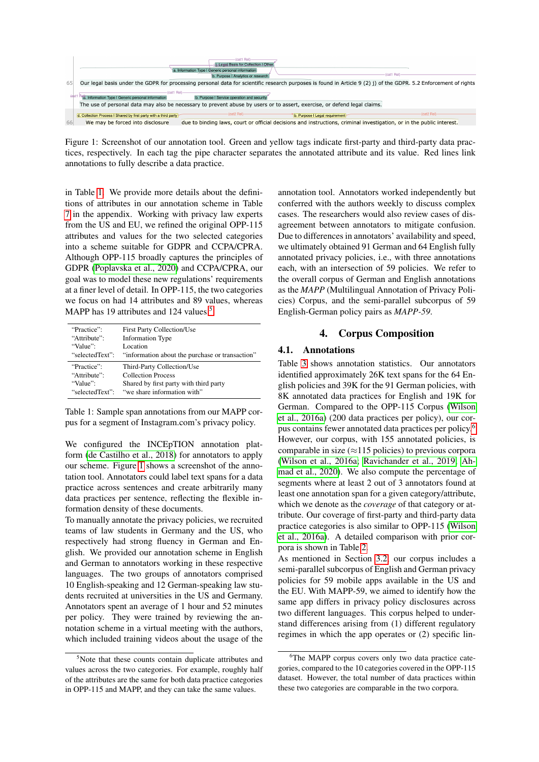Figure 1: Screenshot of our annotation tool. Green and yellow tags indicate first-party and third-party data practices, respectively. In each tag the pipe character separates the annotated attribute and its value. Red lines link annotations to fully describe a data practice.

in Table 1. We provide more details about the definitions of attributes in our annotation scheme in Table 7 in the appendix. Working with privacy law experts from the US and EU, we refined the original OPP-115 attributes and values for the two selected categories into a scheme suitable for GDPR and CCPA/CPRA. Although OPP-115 broadly captures the principles of GDPR (Poplavska et al., 2020) and CCPA/CPRA, our goal was to model these new regulations' requirements at a finer level of detail. In OPP-115, the two categories we focus on had 14 attributes and 89 values, whereas MAPP has 19 attributes and 124 values.[5]

| | |
|---|---|
| "Practice": | First Party Collection/Use |
| "Attribute": | Information Type |
| "Value": | Location |
| "selectedText": | "information about the purchase or transaction" |
| "Practice": | Third-Party Collection/Use |
| "Attribute": | Collection Process |
| "Value": | Shared by first party with third party |
| "selectedText": | "we share information with" |

Table 1: Sample span annotations from our MAPP corpus for a segment of Instagram.com's privacy policy.

We configured the INCEpTION annotation platform (de Castilho et al., 2018) for annotators to apply our scheme. Figure 1 shows a screenshot of the annotation tool. Annotators could label text spans for a data practice across sentences and create arbitrarily many data practices per sentence, reflecting the flexible information density of these documents.

To manually annotate the privacy policies, we recruited teams of law students in Germany and the US, who respectively had strong fluency in German and English. We provided our annotation scheme in English and German to annotators working in these respective languages. The two groups of annotators comprised 10 English-speaking and 12 German-speaking law students recruited at universities in the US and Germany. Annotators spent an average of 1 hour and 52 minutes per policy. They were trained by reviewing the annotation scheme in a virtual meeting with the authors, which included training videos about the usage of the annotation tool. Annotators worked independently but conferred with the authors weekly to discuss complex cases. The researchers would also review cases of disagreement between annotators to mitigate confusion. Due to differences in annotators' availability and speed, we ultimately obtained 91 German and 64 English fully annotated privacy policies, i.e., with three annotations each, with an intersection of 59 policies. We refer to the overall corpus of German and English annotations as the *MAPP* (Multilingual Annotation of Privacy Policies) Corpus, and the semi-parallel subcorpus of 59 English-German policy pairs as *MAPP-59*.

## 4. Corpus Composition

### 4.1. Annotations

Table 3 shows annotation statistics. Our annotators identified approximately 26K text spans for the 64 English policies and 39K for the 91 German policies, with 8K annotated data practices for English and 19K for German. Compared to the OPP-115 Corpus (Wilson et al., 2016a) (200 data practices per policy), our corpus contains fewer annotated data practices per policy.[6] However, our corpus, with 155 annotated policies, is comparable in size (≈115 policies) to previous corpora (Wilson et al., 2016a; Ravichander et al., 2019; Ahmad et al., 2020). We also compute the percentage of segments where at least 2 out of 3 annotators found at least one annotation span for a given category/attribute, which we denote as the *coverage* of that category or attribute. Our coverage of first-party and third-party data practice categories is also similar to OPP-115 (Wilson et al., 2016a). A detailed comparison with prior corpora is shown in Table 2.

As mentioned in Section 3.2, our corpus includes a semi-parallel subcorpus of English and German privacy policies for 59 mobile apps available in the US and the EU. With MAPP-59, we aimed to identify how the same app differs in privacy policy disclosures across two different languages. This corpus helped to understand differences arising from (1) different regulatory regimes in which the app operates or (2) specific lin-

[5] Note that these counts contain duplicate attributes and values across the two categories. For example, roughly half of the attributes are the same for both data practice categories in OPP-115 and MAPP, and they can take the same values.

[6] The MAPP corpus covers only two data practice categories, compared to the 10 categories covered in the OPP-115 dataset. However, the total number of data practices within these two categories are comparable in the two corpora.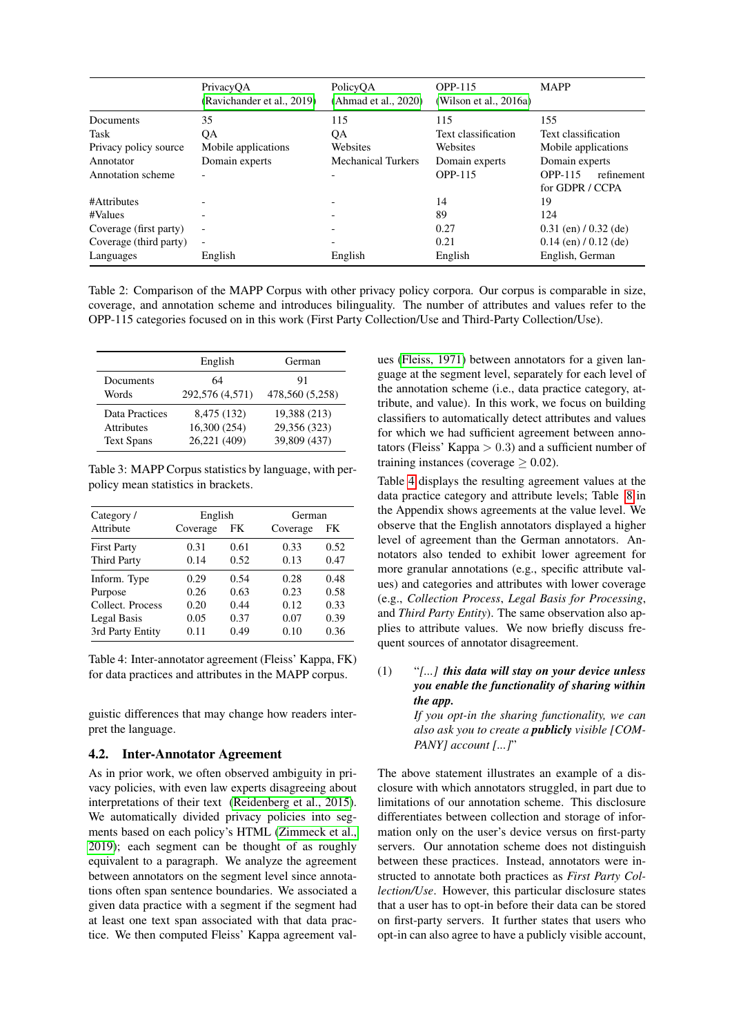|  | PrivacyQA (Ravichander et al., 2019) | PolicyQA (Ahmad et al., 2020) | OPP-115 (Wilson et al., 2016a) | MAPP |
|---|---|---|---|---|
| Documents | 35 | 115 | 115 | 155 |
| Task | QA | QA | Text classification | Text classification |
| Privacy policy source | Mobile applications | Websites | Websites | Mobile applications |
| Annotator | Domain experts | Mechanical Turkers | Domain experts | Domain experts |
| Annotation scheme | - | - | OPP-115 | OPP-115 refinement for GDPR / CCPA |
| #Attributes | - | - | 14 | 19 |
| #Values | - | - | 89 | 124 |
| Coverage (first party) | - | - | 0.27 | 0.31 (en) / 0.32 (de) |
| Coverage (third party) | - | - | 0.21 | 0.14 (en) / 0.12 (de) |
| Languages | English | English | English | English, German |

Table 2: Comparison of the MAPP Corpus with other privacy policy corpora. Our corpus is comparable in size, coverage, and annotation scheme and introduces bilinguality. The number of attributes and values refer to the OPP-115 categories focused on in this work (First Party Collection/Use and Third-Party Collection/Use).

|  | English | German |
|---|---|---|
| Documents | 64 | 91 |
| Words | 292,576 (4,571) | 478,560 (5,258) |
| Data Practices | 8,475 (132) | 19,388 (213) |
| Attributes | 16,300 (254) | 29,356 (323) |
| Text Spans | 26,221 (409) | 39,809 (437) |

Table 3: MAPP Corpus statistics by language, with per-policy mean statistics in brackets.

| Category / Attribute | English Coverage | English FK | German Coverage | German FK |
|---|---|---|---|---|
| First Party | 0.31 | 0.61 | 0.33 | 0.52 |
| Third Party | 0.14 | 0.52 | 0.13 | 0.47 |
| Inform. Type | 0.29 | 0.54 | 0.28 | 0.48 |
| Purpose | 0.26 | 0.63 | 0.23 | 0.58 |
| Collect. Process | 0.20 | 0.44 | 0.12 | 0.33 |
| Legal Basis | 0.05 | 0.37 | 0.07 | 0.39 |
| 3rd Party Entity | 0.11 | 0.49 | 0.10 | 0.36 |

Table 4: Inter-annotator agreement (Fleiss' Kappa, FK) for data practices and attributes in the MAPP corpus.

guistic differences that may change how readers interpret the language.

## 4.2. Inter-Annotator Agreement

As in prior work, we often observed ambiguity in privacy policies, with even law experts disagreeing about interpretations of their text (Reidenberg et al., 2015). We automatically divided privacy policies into segments based on each policy's HTML (Zimmeck et al., 2019); each segment can be thought of as roughly equivalent to a paragraph. We analyze the agreement between annotators on the segment level since annotations often span sentence boundaries. We associated a given data practice with a segment if the segment had at least one text span associated with that data practice. We then computed Fleiss' Kappa agreement values (Fleiss, 1971) between annotators for a given language at the segment level, separately for each level of the annotation scheme (i.e., data practice category, attribute, and value). In this work, we focus on building classifiers to automatically detect attributes and values for which we had sufficient agreement between annotators (Fleiss' Kappa $> 0.3$) and a sufficient number of training instances (coverage $\geq 0.02$).

Table 4 displays the resulting agreement values at the data practice category and attribute levels; Table 8 in the Appendix shows agreements at the value level. We observe that the English annotators displayed a higher level of agreement than the German annotators. Annotators also tended to exhibit lower agreement for more granular annotations (e.g., specific attribute values) and categories and attributes with lower coverage (e.g., *Collection Process*, *Legal Basis for Processing*, and *Third Party Entity*). The same observation also applies to attribute values. We now briefly discuss frequent sources of annotator disagreement.

(1) *"[...]* ***this data will stay on your device unless you enable the functionality of sharing within the app.*** *If you opt-in the sharing functionality, we can also ask you to create a* ***publicly*** *visible [COMPANY] account [...]"*

The above statement illustrates an example of a disclosure with which annotators struggled, in part due to limitations of our annotation scheme. This disclosure differentiates between collection and storage of information only on the user's device versus on first-party servers. Our annotation scheme does not distinguish between these practices. Instead, annotators were instructed to annotate both practices as *First Party Collection/Use*. However, this particular disclosure states that a user has to opt-in before their data can be stored on first-party servers. It further states that users who opt-in can also agree to have a publicly visible account,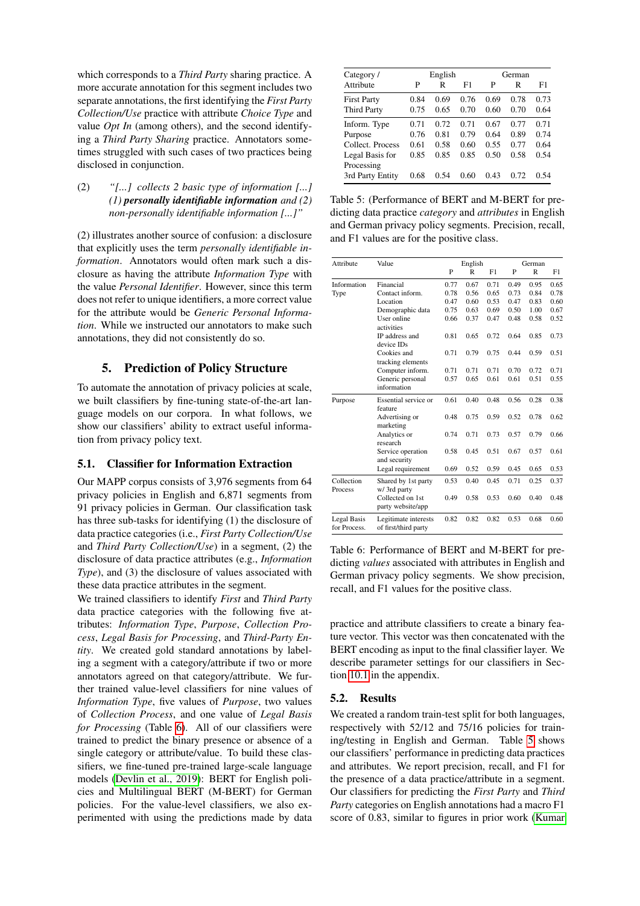which corresponds to a *Third Party* sharing practice. A more accurate annotation for this segment includes two separate annotations, the first identifying the *First Party Collection/Use* practice with attribute *Choice Type* and value *Opt In* (among others), and the second identifying a *Third Party Sharing* practice. Annotators sometimes struggled with such cases of two practices being disclosed in conjunction.

(2) *"[...] collects 2 basic type of information [...] (1)* ***personally identifiable information*** *and (2) non-personally identifiable information [...]"*

(2) illustrates another source of confusion: a disclosure that explicitly uses the term *personally identifiable information*. Annotators would often mark such a disclosure as having the attribute *Information Type* with the value *Personal Identifier*. However, since this term does not refer to unique identifiers, a more correct value for the attribute would be *Generic Personal Information*. While we instructed our annotators to make such annotations, they did not consistently do so.

## 5. Prediction of Policy Structure

To automate the annotation of privacy policies at scale, we built classifiers by fine-tuning state-of-the-art language models on our corpora. In what follows, we show our classifiers' ability to extract useful information from privacy policy text.

### 5.1. Classifier for Information Extraction

Our MAPP corpus consists of 3,976 segments from 64 privacy policies in English and 6,871 segments from 91 privacy policies in German. Our classification task has three sub-tasks for identifying (1) the disclosure of data practice categories (i.e., *First Party Collection/Use* and *Third Party Collection/Use*) in a segment, (2) the disclosure of data practice attributes (e.g., *Information Type*), and (3) the disclosure of values associated with these data practice attributes in the segment.

We trained classifiers to identify *First* and *Third Party* data practice categories with the following five attributes: *Information Type*, *Purpose*, *Collection Process*, *Legal Basis for Processing*, and *Third-Party Entity*. We created gold standard annotations by labeling a segment with a category/attribute if two or more annotators agreed on that category/attribute. We further trained value-level classifiers for nine values of *Information Type*, five values of *Purpose*, two values of *Collection Process*, and one value of *Legal Basis for Processing* (Table 6). All of our classifiers were trained to predict the binary presence or absence of a single category or attribute/value. To build these classifiers, we fine-tuned pre-trained large-scale language models (Devlin et al., 2019): BERT for English policies and Multilingual BERT (M-BERT) for German policies. For the value-level classifiers, we also experimented with using the predictions made by data practice and attribute classifiers to create a binary feature vector. This vector was then concatenated with the BERT encoding as input to the final classifier layer. We describe parameter settings for our classifiers in Section 10.1 in the appendix.

| Category / Attribute | English P | English R | English F1 | German P | German R | German F1 |
|---|---|---|---|---|---|---|
| First Party | 0.84 | 0.69 | 0.76 | 0.69 | 0.78 | 0.73 |
| Third Party | 0.75 | 0.65 | 0.70 | 0.60 | 0.70 | 0.64 |
| Inform. Type | 0.71 | 0.72 | 0.71 | 0.67 | 0.77 | 0.71 |
| Purpose | 0.76 | 0.81 | 0.79 | 0.64 | 0.89 | 0.74 |
| Collect. Process | 0.61 | 0.58 | 0.60 | 0.55 | 0.77 | 0.64 |
| Legal Basis for Processing | 0.85 | 0.85 | 0.85 | 0.50 | 0.58 | 0.54 |
| 3rd Party Entity | 0.68 | 0.54 | 0.60 | 0.43 | 0.72 | 0.54 |

Table 5: (Performance of BERT and M-BERT for predicting data practice *category* and *attributes* in English and German privacy policy segments. Precision, recall, and F1 values are for the positive class.

| Attribute | Value | English P | English R | English F1 | German P | German R | German F1 |
|---|---|---|---|---|---|---|---|
| Information Type | Financial | 0.77 | 0.67 | 0.71 | 0.49 | 0.95 | 0.65 |
| | Contact inform. | 0.78 | 0.56 | 0.65 | 0.73 | 0.84 | 0.78 |
| | Location | 0.47 | 0.60 | 0.53 | 0.47 | 0.83 | 0.60 |
| | Demographic data | 0.75 | 0.63 | 0.69 | 0.50 | 1.00 | 0.67 |
| | User online activities | 0.66 | 0.37 | 0.47 | 0.48 | 0.58 | 0.52 |
| | IP address and device IDs | 0.81 | 0.65 | 0.72 | 0.64 | 0.85 | 0.73 |
| | Cookies and tracking elements | 0.71 | 0.79 | 0.75 | 0.44 | 0.59 | 0.51 |
| | Computer inform. | 0.71 | 0.71 | 0.71 | 0.70 | 0.72 | 0.71 |
| | Generic personal information | 0.57 | 0.65 | 0.61 | 0.61 | 0.51 | 0.55 |
| Purpose | Essential service or feature | 0.61 | 0.40 | 0.48 | 0.56 | 0.28 | 0.38 |
| | Advertising or marketing | 0.48 | 0.75 | 0.59 | 0.52 | 0.78 | 0.62 |
| | Analytics or research | 0.74 | 0.71 | 0.73 | 0.57 | 0.79 | 0.66 |
| | Service operation and security | 0.58 | 0.45 | 0.51 | 0.67 | 0.57 | 0.61 |
| | Legal requirement | 0.69 | 0.52 | 0.59 | 0.45 | 0.65 | 0.53 |
| Collection Process | Shared by 1st party w/ 3rd party | 0.53 | 0.40 | 0.45 | 0.71 | 0.25 | 0.37 |
| | Collected on 1st party website/app | 0.49 | 0.58 | 0.53 | 0.60 | 0.40 | 0.48 |
| Legal Basis for Process. | Legitimate interests of first/third party | 0.82 | 0.82 | 0.82 | 0.53 | 0.68 | 0.60 |

Table 6: Performance of BERT and M-BERT for predicting *values* associated with attributes in English and German privacy policy segments. We show precision, recall, and F1 values for the positive class.

### 5.2. Results

We created a random train-test split for both languages, respectively with 52/12 and 75/16 policies for training/testing in English and German. Table 5 shows our classifiers' performance in predicting data practices and attributes. We report precision, recall, and F1 for the presence of a data practice/attribute in a segment. Our classifiers for predicting the *First Party* and *Third Party* categories on English annotations had a macro F1 score of 0.83, similar to figures in prior work (Kumar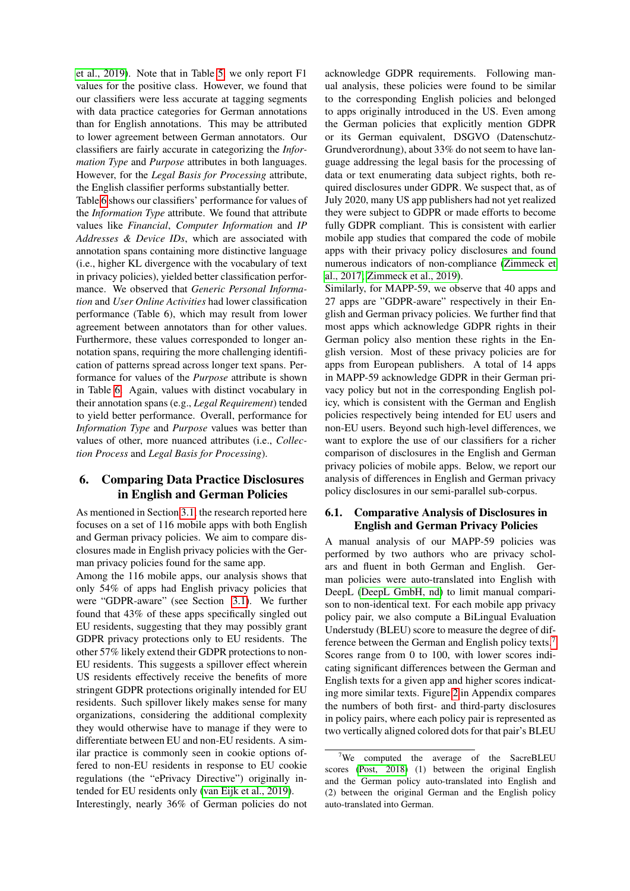et al., 2019). Note that in Table 5, we only report F1 values for the positive class. However, we found that our classifiers were less accurate at tagging segments with data practice categories for German annotations than for English annotations. This may be attributed to lower agreement between German annotators. Our classifiers are fairly accurate in categorizing the *Information Type* and *Purpose* attributes in both languages. However, for the *Legal Basis for Processing* attribute, the English classifier performs substantially better.

Table 6 shows our classifiers' performance for values of the *Information Type* attribute. We found that attribute values like *Financial*, *Computer Information* and *IP Addresses & Device IDs*, which are associated with annotation spans containing more distinctive language (i.e., higher KL divergence with the vocabulary of text in privacy policies), yielded better classification performance. We observed that *Generic Personal Information* and *User Online Activities* had lower classification performance (Table 6), which may result from lower agreement between annotators than for other values. Furthermore, these values corresponded to longer annotation spans, requiring the more challenging identification of patterns spread across longer text spans. Performance for values of the *Purpose* attribute is shown in Table 6. Again, values with distinct vocabulary in their annotation spans (e.g., *Legal Requirement*) tended to yield better performance. Overall, performance for *Information Type* and *Purpose* values was better than values of other, more nuanced attributes (i.e., *Collection Process* and *Legal Basis for Processing*).

## 6. Comparing Data Practice Disclosures in English and German Policies

As mentioned in Section 3.1, the research reported here focuses on a set of 116 mobile apps with both English and German privacy policies. We aim to compare disclosures made in English privacy policies with the German privacy policies found for the same app.

Among the 116 mobile apps, our analysis shows that only 54% of apps had English privacy policies that were "GDPR-aware" (see Section 3.1). We further found that 43% of these apps specifically singled out EU residents, suggesting that they may possibly grant GDPR privacy protections only to EU residents. The other 57% likely extend their GDPR protections to non-EU residents. This suggests a spillover effect wherein US residents effectively receive the benefits of more stringent GDPR protections originally intended for EU residents. Such spillover likely makes sense for many organizations, considering the additional complexity they would otherwise have to manage if they were to differentiate between EU and non-EU residents. A similar practice is commonly seen in cookie options offered to non-EU residents in response to EU cookie regulations (the "ePrivacy Directive") originally intended for EU residents only (van Eijk et al., 2019).

Interestingly, nearly 36% of German policies do not acknowledge GDPR requirements. Following manual analysis, these policies were found to be similar to the corresponding English policies and belonged to apps originally introduced in the US. Even among the German policies that explicitly mention GDPR or its German equivalent, DSGVO (Datenschutz-Grundverordnung), about 33% do not seem to have language addressing the legal basis for the processing of data or text enumerating data subject rights, both required disclosures under GDPR. We suspect that, as of July 2020, many US app publishers had not yet realized they were subject to GDPR or made efforts to become fully GDPR compliant. This is consistent with earlier mobile app studies that compared the code of mobile apps with their privacy policy disclosures and found numerous indicators of non-compliance (Zimmeck et al., 2017; Zimmeck et al., 2019).

Similarly, for MAPP-59, we observe that 40 apps and 27 apps are "GDPR-aware" respectively in their English and German privacy policies. We further find that most apps which acknowledge GDPR rights in their German policy also mention these rights in the English version. Most of these privacy policies are for apps from European publishers. A total of 14 apps in MAPP-59 acknowledge GDPR in their German privacy policy but not in the corresponding English policy, which is consistent with the German and English policies respectively being intended for EU users and non-EU users. Beyond such high-level differences, we want to explore the use of our classifiers for a richer comparison of disclosures in the English and German privacy policies of mobile apps. Below, we report our analysis of differences in English and German privacy policy disclosures in our semi-parallel sub-corpus.

### 6.1. Comparative Analysis of Disclosures in English and German Privacy Policies

A manual analysis of our MAPP-59 policies was performed by two authors who are privacy scholars and fluent in both German and English. German policies were auto-translated into English with DeepL (DeepL GmbH, nd) to limit manual comparison to non-identical text. For each mobile app privacy policy pair, we also compute a BiLingual Evaluation Understudy (BLEU) score to measure the degree of difference between the German and English policy texts.[7] Scores range from 0 to 100, with lower scores indicating significant differences between the German and English texts for a given app and higher scores indicating more similar texts. Figure 2 in Appendix compares the numbers of both first- and third-party disclosures in policy pairs, where each policy pair is represented as two vertically aligned colored dots for that pair's BLEU

[7]We computed the average of the SacreBLEU scores (Post, 2018) (1) between the original English and the German policy auto-translated into English and (2) between the original German and the English policy auto-translated into German.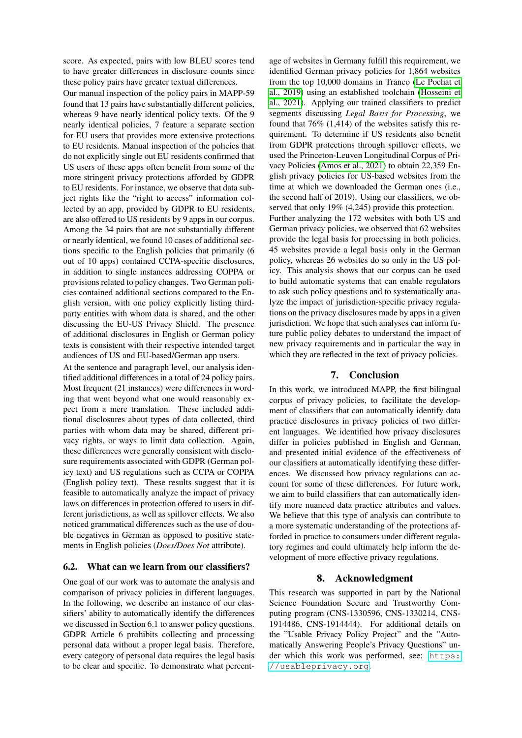score. As expected, pairs with low BLEU scores tend to have greater differences in disclosure counts since these policy pairs have greater textual differences.

Our manual inspection of the policy pairs in MAPP-59 found that 13 pairs have substantially different policies, whereas 9 have nearly identical policy texts. Of the 9 nearly identical policies, 7 feature a separate section for EU users that provides more extensive protections to EU residents. Manual inspection of the policies that do not explicitly single out EU residents confirmed that US users of these apps often benefit from some of the more stringent privacy protections afforded by GDPR to EU residents. For instance, we observe that data subject rights like the "right to access" information collected by an app, provided by GDPR to EU residents, are also offered to US residents by 9 apps in our corpus. Among the 34 pairs that are not substantially different or nearly identical, we found 10 cases of additional sections specific to the English policies that primarily (6 out of 10 apps) contained CCPA-specific disclosures, in addition to single instances addressing COPPA or provisions related to policy changes. Two German policies contained additional sections compared to the English version, with one policy explicitly listing third-party entities with whom data is shared, and the other discussing the EU-US Privacy Shield. The presence of additional disclosures in English or German policy texts is consistent with their respective intended target audiences of US and EU-based/German app users.

At the sentence and paragraph level, our analysis identified additional differences in a total of 24 policy pairs. Most frequent (21 instances) were differences in wording that went beyond what one would reasonably expect from a mere translation. These included additional disclosures about types of data collected, third parties with whom data may be shared, different privacy rights, or ways to limit data collection. Again, these differences were generally consistent with disclosure requirements associated with GDPR (German policy text) and US regulations such as CCPA or COPPA (English policy text). These results suggest that it is feasible to automatically analyze the impact of privacy laws on differences in protection offered to users in different jurisdictions, as well as spillover effects. We also noticed grammatical differences such as the use of double negatives in German as opposed to positive statements in English policies (*Does/Does Not* attribute).

### 6.2. What can we learn from our classifiers?

One goal of our work was to automate the analysis and comparison of privacy policies in different languages. In the following, we describe an instance of our classifiers' ability to automatically identify the differences we discussed in Section 6.1 to answer policy questions. GDPR Article 6 prohibits collecting and processing personal data without a proper legal basis. Therefore, every category of personal data requires the legal basis to be clear and specific. To demonstrate what percentage of websites in Germany fulfill this requirement, we identified German privacy policies for 1,864 websites from the top 10,000 domains in Tranco (Le Pochat et al., 2019) using an established toolchain (Hosseini et al., 2021). Applying our trained classifiers to predict segments discussing *Legal Basis for Processing*, we found that 76% (1,414) of the websites satisfy this requirement. To determine if US residents also benefit from GDPR protections through spillover effects, we used the Princeton-Leuven Longitudinal Corpus of Privacy Policies (Amos et al., 2021) to obtain 22,359 English privacy policies for US-based websites from the time at which we downloaded the German ones (i.e., the second half of 2019). Using our classifiers, we observed that only 19% (4,245) provide this protection. Further analyzing the 172 websites with both US and German privacy policies, we observed that 62 websites provide the legal basis for processing in both policies. 45 websites provide a legal basis only in the German policy, whereas 26 websites do so only in the US policy. This analysis shows that our corpus can be used to build automatic systems that can enable regulators to ask such policy questions and to systematically analyze the impact of jurisdiction-specific privacy regulations on the privacy disclosures made by apps in a given jurisdiction. We hope that such analyses can inform future public policy debates to understand the impact of new privacy requirements and in particular the way in which they are reflected in the text of privacy policies.

## 7. Conclusion

In this work, we introduced MAPP, the first bilingual corpus of privacy policies, to facilitate the development of classifiers that can automatically identify data practice disclosures in privacy policies of two different languages. We identified how privacy disclosures differ in policies published in English and German, and presented initial evidence of the effectiveness of our classifiers at automatically identifying these differences. We discussed how privacy regulations can account for some of these differences. For future work, we aim to build classifiers that can automatically identify more nuanced data practice attributes and values. We believe that this type of analysis can contribute to a more systematic understanding of the protections afforded in practice to consumers under different regulatory regimes and could ultimately help inform the development of more effective privacy regulations.

## 8. Acknowledgment

This research was supported in part by the National Science Foundation Secure and Trustworthy Computing program (CNS-1330596, CNS-1330214, CNS-1914486, CNS-1914444). For additional details on the "Usable Privacy Policy Project" and the "Automatically Answering People's Privacy Questions" under which this work was performed, see: https://usableprivacy.org.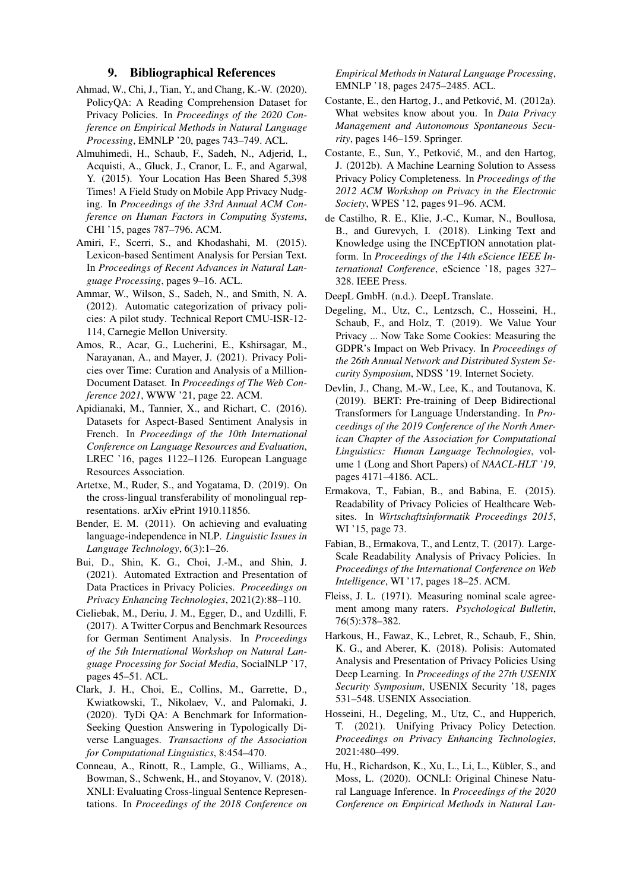## 9. Bibliographical References

Ahmad, W., Chi, J., Tian, Y., and Chang, K.-W. (2020). PolicyQA: A Reading Comprehension Dataset for Privacy Policies. In *Proceedings of the 2020 Conference on Empirical Methods in Natural Language Processing*, EMNLP '20, pages 743–749. ACL.

Almuhimedi, H., Schaub, F., Sadeh, N., Adjerid, I., Acquisti, A., Gluck, J., Cranor, L. F., and Agarwal, Y. (2015). Your Location Has Been Shared 5,398 Times! A Field Study on Mobile App Privacy Nudging. In *Proceedings of the 33rd Annual ACM Conference on Human Factors in Computing Systems*, CHI '15, pages 787–796. ACM.

Amiri, F., Scerri, S., and Khodashahi, M. (2015). Lexicon-based Sentiment Analysis for Persian Text. In *Proceedings of Recent Advances in Natural Language Processing*, pages 9–16. ACL.

Ammar, W., Wilson, S., Sadeh, N., and Smith, N. A. (2012). Automatic categorization of privacy policies: A pilot study. Technical Report CMU-ISR-12-114, Carnegie Mellon University.

Amos, R., Acar, G., Lucherini, E., Kshirsagar, M., Narayanan, A., and Mayer, J. (2021). Privacy Policies over Time: Curation and Analysis of a Million-Document Dataset. In *Proceedings of The Web Conference 2021*, WWW '21, page 22. ACM.

Apidianaki, M., Tannier, X., and Richart, C. (2016). Datasets for Aspect-Based Sentiment Analysis in French. In *Proceedings of the 10th International Conference on Language Resources and Evaluation*, LREC '16, pages 1122–1126. European Language Resources Association.

Artetxe, M., Ruder, S., and Yogatama, D. (2019). On the cross-lingual transferability of monolingual representations. arXiv ePrint 1910.11856.

Bender, E. M. (2011). On achieving and evaluating language-independence in NLP. *Linguistic Issues in Language Technology*, 6(3):1–26.

Bui, D., Shin, K. G., Choi, J.-M., and Shin, J. (2021). Automated Extraction and Presentation of Data Practices in Privacy Policies. *Proceedings on Privacy Enhancing Technologies*, 2021(2):88–110.

Cieliebak, M., Deriu, J. M., Egger, D., and Uzdilli, F. (2017). A Twitter Corpus and Benchmark Resources for German Sentiment Analysis. In *Proceedings of the 5th International Workshop on Natural Language Processing for Social Media*, SocialNLP '17, pages 45–51. ACL.

Clark, J. H., Choi, E., Collins, M., Garrette, D., Kwiatkowski, T., Nikolaev, V., and Palomaki, J. (2020). TyDi QA: A Benchmark for Information-Seeking Question Answering in Typologically Diverse Languages. *Transactions of the Association for Computational Linguistics*, 8:454–470.

Conneau, A., Rinott, R., Lample, G., Williams, A., Bowman, S., Schwenk, H., and Stoyanov, V. (2018). XNLI: Evaluating Cross-lingual Sentence Representations. In *Proceedings of the 2018 Conference on Empirical Methods in Natural Language Processing*, EMNLP '18, pages 2475–2485. ACL.

Costante, E., den Hartog, J., and Petković, M. (2012a). What websites know about you. In *Data Privacy Management and Autonomous Spontaneous Security*, pages 146–159. Springer.

Costante, E., Sun, Y., Petković, M., and den Hartog, J. (2012b). A Machine Learning Solution to Assess Privacy Policy Completeness. In *Proceedings of the 2012 ACM Workshop on Privacy in the Electronic Society*, WPES '12, pages 91–96. ACM.

de Castilho, R. E., Klie, J.-C., Kumar, N., Boullosa, B., and Gurevych, I. (2018). Linking Text and Knowledge using the INCEpTION annotation platform. In *Proceedings of the 14th eScience IEEE International Conference*, eScience '18, pages 327–328. IEEE Press.

DeepL GmbH. (n.d.). DeepL Translate.

Degeling, M., Utz, C., Lentzsch, C., Hosseini, H., Schaub, F., and Holz, T. (2019). We Value Your Privacy ... Now Take Some Cookies: Measuring the GDPR's Impact on Web Privacy. In *Proceedings of the 26th Annual Network and Distributed System Security Symposium*, NDSS '19. Internet Society.

Devlin, J., Chang, M.-W., Lee, K., and Toutanova, K. (2019). BERT: Pre-training of Deep Bidirectional Transformers for Language Understanding. In *Proceedings of the 2019 Conference of the North American Chapter of the Association for Computational Linguistics: Human Language Technologies*, volume 1 (Long and Short Papers) of *NAACL-HLT '19*, pages 4171–4186. ACL.

Ermakova, T., Fabian, B., and Babina, E. (2015). Readability of Privacy Policies of Healthcare Websites. In *Wirtschaftsinformatik Proceedings 2015*, WI '15, page 73.

Fabian, B., Ermakova, T., and Lentz, T. (2017). Large-Scale Readability Analysis of Privacy Policies. In *Proceedings of the International Conference on Web Intelligence*, WI '17, pages 18–25. ACM.

Fleiss, J. L. (1971). Measuring nominal scale agreement among many raters. *Psychological Bulletin*, 76(5):378–382.

Harkous, H., Fawaz, K., Lebret, R., Schaub, F., Shin, K. G., and Aberer, K. (2018). Polisis: Automated Analysis and Presentation of Privacy Policies Using Deep Learning. In *Proceedings of the 27th USENIX Security Symposium*, USENIX Security '18, pages 531–548. USENIX Association.

Hosseini, H., Degeling, M., Utz, C., and Hupperich, T. (2021). Unifying Privacy Policy Detection. *Proceedings on Privacy Enhancing Technologies*, 2021:480–499.

Hu, H., Richardson, K., Xu, L., Li, L., Kübler, S., and Moss, L. (2020). OCNLI: Original Chinese Natural Language Inference. In *Proceedings of the 2020 Conference on Empirical Methods in Natural Lan-*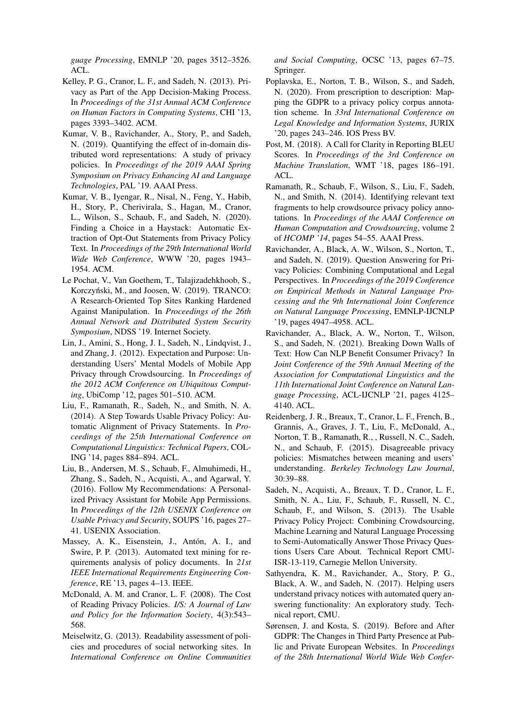*guage Processing*, EMNLP '20, pages 3512–3526. ACL.

Kelley, P. G., Cranor, L. F., and Sadeh, N. (2013). Privacy as Part of the App Decision-Making Process. In *Proceedings of the 31st Annual ACM Conference on Human Factors in Computing Systems*, CHI '13, pages 3393–3402. ACM.

Kumar, V. B., Ravichander, A., Story, P., and Sadeh, N. (2019). Quantifying the effect of in-domain distributed word representations: A study of privacy policies. In *Proceedings of the 2019 AAAI Spring Symposium on Privacy Enhancing AI and Language Technologies*, PAL '19. AAAI Press.

Kumar, V. B., Iyengar, R., Nisal, N., Feng, Y., Habib, H., Story, P., Cherivirala, S., Hagan, M., Cranor, L., Wilson, S., Schaub, F., and Sadeh, N. (2020). Finding a Choice in a Haystack: Automatic Extraction of Opt-Out Statements from Privacy Policy Text. In *Proceedings of the 29th International World Wide Web Conference*, WWW '20, pages 1943–1954. ACM.

Le Pochat, V., Van Goethem, T., Talajizadehkhoob, S., Korczyński, M., and Joosen, W. (2019). TRANCO: A Research-Oriented Top Sites Ranking Hardened Against Manipulation. In *Proceedings of the 26th Annual Network and Distributed System Security Symposium*, NDSS '19. Internet Society.

Lin, J., Amini, S., Hong, J. I., Sadeh, N., Lindqvist, J., and Zhang, J. (2012). Expectation and Purpose: Understanding Users' Mental Models of Mobile App Privacy through Crowdsourcing. In *Proceedings of the 2012 ACM Conference on Ubiquitous Computing*, UbiComp '12, pages 501–510. ACM.

Liu, F., Ramanath, R., Sadeh, N., and Smith, N. A. (2014). A Step Towards Usable Privacy Policy: Automatic Alignment of Privacy Statements. In *Proceedings of the 25th International Conference on Computational Linguistics: Technical Papers*, COLING '14, pages 884–894. ACL.

Liu, B., Andersen, M. S., Schaub, F., Almuhimedi, H., Zhang, S., Sadeh, N., Acquisti, A., and Agarwal, Y. (2016). Follow My Recommendations: A Personalized Privacy Assistant for Mobile App Permissions. In *Proceedings of the 12th USENIX Conference on Usable Privacy and Security*, SOUPS '16, pages 27–41. USENIX Association.

Massey, A. K., Eisenstein, J., Antón, A. I., and Swire, P. P. (2013). Automated text mining for requirements analysis of policy documents. In *21st IEEE International Requirements Engineering Conference*, RE '13, pages 4–13. IEEE.

McDonald, A. M. and Cranor, L. F. (2008). The Cost of Reading Privacy Policies. *I/S: A Journal of Law and Policy for the Information Society*, 4(3):543–568.

Meiselwitz, G. (2013). Readability assessment of policies and procedures of social networking sites. In *International Conference on Online Communities and Social Computing*, OCSC '13, pages 67–75. Springer.

Poplavska, E., Norton, T. B., Wilson, S., and Sadeh, N. (2020). From prescription to description: Mapping the GDPR to a privacy policy corpus annotation scheme. In *33rd International Conference on Legal Knowledge and Information Systems*, JURIX '20, pages 243–246. IOS Press BV.

Post, M. (2018). A Call for Clarity in Reporting BLEU Scores. In *Proceedings of the 3rd Conference on Machine Translation*, WMT '18, pages 186–191. ACL.

Ramanath, R., Schaub, F., Wilson, S., Liu, F., Sadeh, N., and Smith, N. (2014). Identifying relevant text fragments to help crowdsource privacy policy annotations. In *Proceedings of the AAAI Conference on Human Computation and Crowdsourcing*, volume 2 of *HCOMP '14*, pages 54–55. AAAI Press.

Ravichander, A., Black, A. W., Wilson, S., Norton, T., and Sadeh, N. (2019). Question Answering for Privacy Policies: Combining Computational and Legal Perspectives. In *Proceedings of the 2019 Conference on Empirical Methods in Natural Language Processing and the 9th International Joint Conference on Natural Language Processing*, EMNLP-IJCNLP '19, pages 4947–4958. ACL.

Ravichander, A., Black, A. W., Norton, T., Wilson, S., and Sadeh, N. (2021). Breaking Down Walls of Text: How Can NLP Benefit Consumer Privacy? In *Joint Conference of the 59th Annual Meeting of the Association for Computational Linguistics and the 11th International Joint Conference on Natural Language Processing*, ACL-IJCNLP '21, pages 4125–4140. ACL.

Reidenberg, J. R., Breaux, T., Cranor, L. F., French, B., Grannis, A., Graves, J. T., Liu, F., McDonald, A., Norton, T. B., Ramanath, R., , Russell, N. C., Sadeh, N., and Schaub, F. (2015). Disagreeable privacy policies: Mismatches between meaning and users' understanding. *Berkeley Technology Law Journal*, 30:39–88.

Sadeh, N., Acquisti, A., Breaux, T. D., Cranor, L. F., Smith, N. A., Liu, F., Schaub, F., Russell, N. C., Schaub, F., and Wilson, S. (2013). The Usable Privacy Policy Project: Combining Crowdsourcing, Machine Learning and Natural Language Processing to Semi-Automatically Answer Those Privacy Questions Users Care About. Technical Report CMU-ISR-13-119, Carnegie Mellon University.

Sathyendra, K. M., Ravichander, A., Story, P. G., Black, A. W., and Sadeh, N. (2017). Helping users understand privacy notices with automated query answering functionality: An exploratory study. Technical report, CMU.

Sørensen, J. and Kosta, S. (2019). Before and After GDPR: The Changes in Third Party Presence at Public and Private European Websites. In *Proceedings of the 28th International World Wide Web Confer-*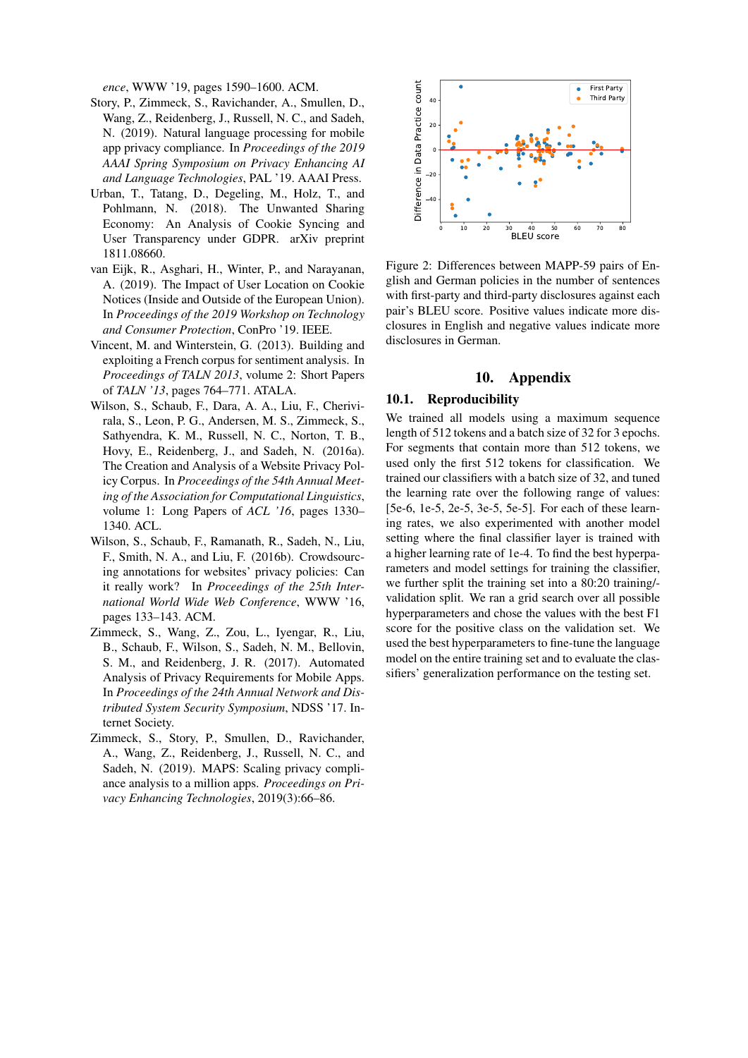ence, WWW '19, pages 1590–1600. ACM.

Story, P., Zimmeck, S., Ravichander, A., Smullen, D., Wang, Z., Reidenberg, J., Russell, N. C., and Sadeh, N. (2019). Natural language processing for mobile app privacy compliance. In *Proceedings of the 2019 AAAI Spring Symposium on Privacy Enhancing AI and Language Technologies*, PAL '19. AAAI Press.

Urban, T., Tatang, D., Degeling, M., Holz, T., and Pohlmann, N. (2018). The Unwanted Sharing Economy: An Analysis of Cookie Syncing and User Transparency under GDPR. arXiv preprint 1811.08660.

van Eijk, R., Asghari, H., Winter, P., and Narayanan, A. (2019). The Impact of User Location on Cookie Notices (Inside and Outside of the European Union). In *Proceedings of the 2019 Workshop on Technology and Consumer Protection*, ConPro '19. IEEE.

Vincent, M. and Winterstein, G. (2013). Building and exploiting a French corpus for sentiment analysis. In *Proceedings of TALN 2013*, volume 2: Short Papers of *TALN '13*, pages 764–771. ATALA.

Wilson, S., Schaub, F., Dara, A. A., Liu, F., Cherivirala, S., Leon, P. G., Andersen, M. S., Zimmeck, S., Sathyendra, K. M., Russell, N. C., Norton, T. B., Hovy, E., Reidenberg, J., and Sadeh, N. (2016a). The Creation and Analysis of a Website Privacy Policy Corpus. In *Proceedings of the 54th Annual Meeting of the Association for Computational Linguistics*, volume 1: Long Papers of *ACL '16*, pages 1330–1340. ACL.

Wilson, S., Schaub, F., Ramanath, R., Sadeh, N., Liu, F., Smith, N. A., and Liu, F. (2016b). Crowdsourcing annotations for websites' privacy policies: Can it really work? In *Proceedings of the 25th International World Wide Web Conference*, WWW '16, pages 133–143. ACM.

Zimmeck, S., Wang, Z., Zou, L., Iyengar, R., Liu, B., Schaub, F., Wilson, S., Sadeh, N. M., Bellovin, S. M., and Reidenberg, J. R. (2017). Automated Analysis of Privacy Requirements for Mobile Apps. In *Proceedings of the 24th Annual Network and Distributed System Security Symposium*, NDSS '17. Internet Society.

Zimmeck, S., Story, P., Smullen, D., Ravichander, A., Wang, Z., Reidenberg, J., Russell, N. C., and Sadeh, N. (2019). MAPS: Scaling privacy compliance analysis to a million apps. *Proceedings on Privacy Enhancing Technologies*, 2019(3):66–86.

Figure 2: Differences between MAPP-59 pairs of English and German policies in the number of sentences with first-party and third-party disclosures against each pair's BLEU score. Positive values indicate more disclosures in English and negative values indicate more disclosures in German.

# 10. Appendix

## 10.1. Reproducibility

We trained all models using a maximum sequence length of 512 tokens and a batch size of 32 for 3 epochs. For segments that contain more than 512 tokens, we used only the first 512 tokens for classification. We trained our classifiers with a batch size of 32, and tuned the learning rate over the following range of values: [5e-6, 1e-5, 2e-5, 3e-5, 5e-5]. For each of these learning rates, we also experimented with another model setting where the final classifier layer is trained with a higher learning rate of 1e-4. To find the best hyperparameters and model settings for training the classifier, we further split the training set into a 80:20 training/validation split. We ran a grid search over all possible hyperparameters and chose the values with the best F1 score for the positive class on the validation set. We used the best hyperparameters to fine-tune the language model on the entire training set and to evaluate the classifiers' generalization performance on the testing set.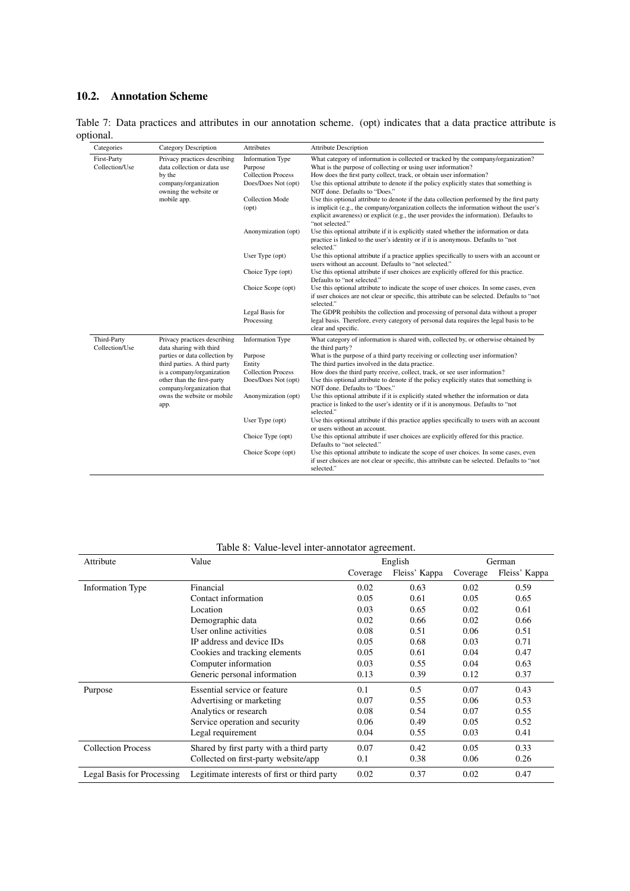## 10.2. Annotation Scheme

Table 7: Data practices and attributes in our annotation scheme. (opt) indicates that a data practice attribute is optional.

| Categories | Category Description | Attributes | Attribute Description |
|---|---|---|---|
| First-Party Collection/Use | Privacy practices describing data collection or data use by the company/organization owning the website or mobile app. | Information Type | What category of information is collected or tracked by the company/organization? |
| | | Purpose | What is the purpose of collecting or using user information? |
| | | Collection Process | How does the first party collect, track, or obtain user information? |
| | | Does/Does Not (opt) | Use this optional attribute to denote if the policy explicitly states that something is NOT done. Defaults to "Does." |
| | | Collection Mode (opt) | Use this optional attribute to denote if the data collection performed by the first party is implicit (e.g., the company/organization collects the information without the user's explicit awareness) or explicit (e.g., the user provides the information). Defaults to "not selected." |
| | | Anonymization (opt) | Use this optional attribute if it is explicitly stated whether the information or data practice is linked to the user's identity or if it is anonymous. Defaults to "not selected." |
| | | User Type (opt) | Use this optional attribute if a practice applies specifically to users with an account or users without an account. Defaults to "not selected." |
| | | Choice Type (opt) | Use this optional attribute if user choices are explicitly offered for this practice. Defaults to "not selected." |
| | | Choice Scope (opt) | Use this optional attribute to indicate the scope of user choices. In some cases, even if user choices are not clear or specific, this attribute can be selected. Defaults to "not selected." |
| | | Legal Basis for Processing | The GDPR prohibits the collection and processing of personal data without a proper legal basis. Therefore, every category of personal data requires the legal basis to be clear and specific. |
| Third-Party Collection/Use | Privacy practices describing data sharing with third parties or data collection by third parties. A third party is a company/organization other than the first-party company/organization that owns the website or mobile app. | Information Type | What category of information is shared with, collected by, or otherwise obtained by the third party? |
| | | Purpose | What is the purpose of a third party receiving or collecting user information? |
| | | Entity | The third parties involved in the data practice. |
| | | Collection Process | How does the third party receive, collect, track, or see user information? |
| | | Does/Does Not (opt) | Use this optional attribute to denote if the policy explicitly states that something is NOT done. Defaults to "Does." |
| | | Anonymization (opt) | Use this optional attribute if it is explicitly stated whether the information or data practice is linked to the user's identity or if it is anonymous. Defaults to "not selected." |
| | | User Type (opt) | Use this optional attribute if this practice applies specifically to users with an account or users without an account. |
| | | Choice Type (opt) | Use this optional attribute if user choices are explicitly offered for this practice. Defaults to "not selected." |
| | | Choice Scope (opt) | Use this optional attribute to indicate the scope of user choices. In some cases, even if user choices are not clear or specific, this attribute can be selected. Defaults to "not selected." |

Table 8: Value-level inter-annotator agreement.

| Attribute | Value | English | | German | |
|---|---|---|---|---|---|
| | | Coverage | Fleiss' Kappa | Coverage | Fleiss' Kappa |
| Information Type | Financial | 0.02 | 0.63 | 0.02 | 0.59 |
| | Contact information | 0.05 | 0.61 | 0.05 | 0.65 |
| | Location | 0.03 | 0.65 | 0.02 | 0.61 |
| | Demographic data | 0.02 | 0.66 | 0.02 | 0.66 |
| | User online activities | 0.08 | 0.51 | 0.06 | 0.51 |
| | IP address and device IDs | 0.05 | 0.68 | 0.03 | 0.71 |
| | Cookies and tracking elements | 0.05 | 0.61 | 0.04 | 0.47 |
| | Computer information | 0.03 | 0.55 | 0.04 | 0.63 |
| | Generic personal information | 0.13 | 0.39 | 0.12 | 0.37 |
| Purpose | Essential service or feature | 0.1 | 0.5 | 0.07 | 0.43 |
| | Advertising or marketing | 0.07 | 0.55 | 0.06 | 0.53 |
| | Analytics or research | 0.08 | 0.54 | 0.07 | 0.55 |
| | Service operation and security | 0.06 | 0.49 | 0.05 | 0.52 |
| | Legal requirement | 0.04 | 0.55 | 0.03 | 0.41 |
| Collection Process | Shared by first party with a third party | 0.07 | 0.42 | 0.05 | 0.33 |
| | Collected on first-party website/app | 0.1 | 0.38 | 0.06 | 0.26 |
| Legal Basis for Processing | Legitimate interests of first or third party | 0.02 | 0.37 | 0.02 | 0.47 |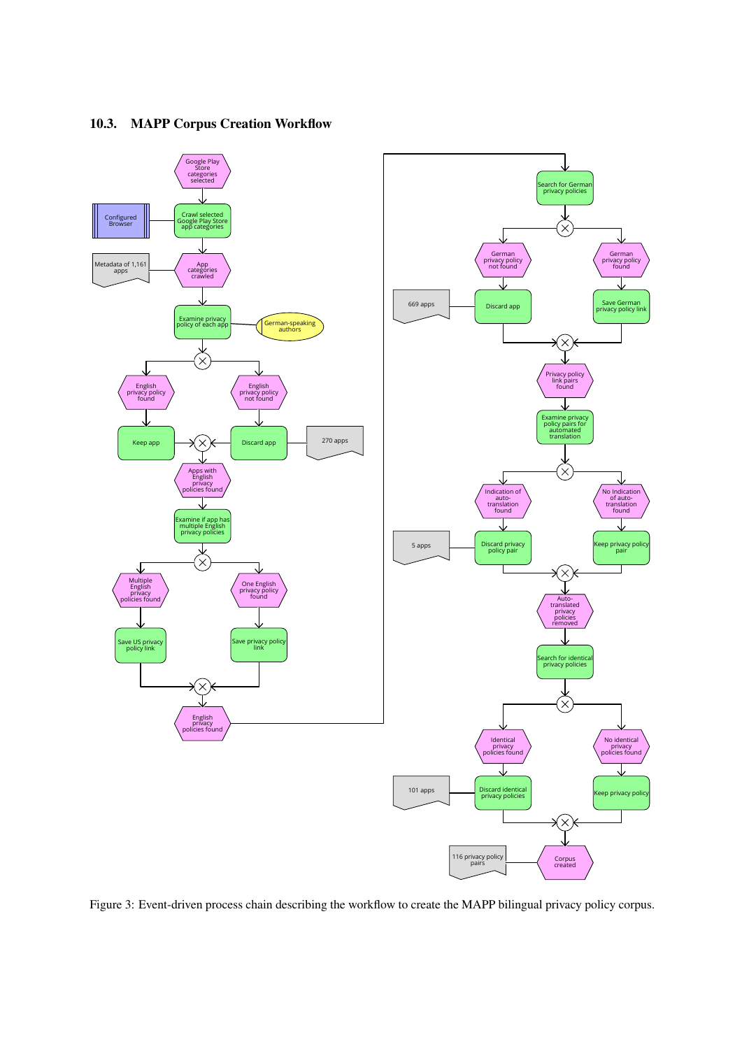### 10.3. MAPP Corpus Creation Workflow

Google Play Store categories selected

Configured Browser

Crawl selected Google Play Store app categories

Metadata of 1,161 apps

App categories crawled

Examine privacy policy of each app

German-speaking authors

English privacy policy found

English privacy policy not found

Keep app

Discard app

270 apps

Apps with English privacy policies found

Examine if app has multiple English privacy policies

Multiple English privacy policies found

One English privacy policy found

Save US privacy policy link

Save privacy policy link

English privacy policies found

Search for German privacy policies

German privacy policy not found

German privacy policy found

669 apps

Discard app

Save German privacy policy link

Privacy policy link pairs found

Examine privacy policy pairs for automated translation

Indication of auto-translation found

No Indication of auto-translation found

5 apps

Discard privacy policy pair

Keep privacy policy pair

Auto-translated privacy policies removed

Search for identical privacy policies

Identical privacy policies found

No identical privacy policies found

101 apps

Discard identical privacy policies

Keep privacy policy

116 privacy policy pairs

Corpus created

Figure 3: Event-driven process chain describing the workflow to create the MAPP bilingual privacy policy corpus.